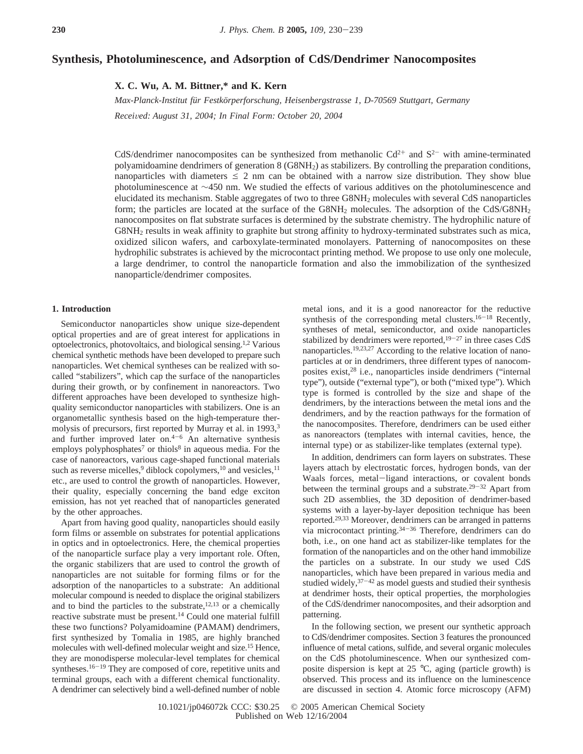# Synthesis, Photoluminescence, and Adsorption of CdS/Dendrimer Nanocomposites

**X. C. Wu, A. M. Bittner,* and K. Kern**

*Max-Planck-Institut für Festkörperforschung, Heisenbergstrasse 1, D-70569 Stuttgart, Germany*

*Received: August 31, 2004; In Final Form: October 20, 2004*

CdS/dendrimer nanocomposites can be synthesized from methanolic $Cd^{2+}$ and $S^{2-}$ with amine-terminated polyamidoamine dendrimers of generation 8 ($G8NH_2$) as stabilizers. By controlling the preparation conditions, nanoparticles with diameters $\leq$ 2 nm can be obtained with a narrow size distribution. They show blue photoluminescence at ~450 nm. We studied the effects of various additives on the photoluminescence and elucidated its mechanism. Stable aggregates of two to three $G8NH_2$ molecules with several CdS nanoparticles form; the particles are located at the surface of the $G8NH_2$ molecules. The adsorption of the CdS/$G8NH_2$ nanocomposites on flat substrate surfaces is determined by the substrate chemistry. The hydrophilic nature of $G8NH_2$ results in weak affinity to graphite but strong affinity to hydroxy-terminated substrates such as mica, oxidized silicon wafers, and carboxylate-terminated monolayers. Patterning of nanocomposites on these hydrophilic substrates is achieved by the microcontact printing method. We propose to use only one molecule, a large dendrimer, to control the nanoparticle formation and also the immobilization of the synthesized nanoparticle/dendrimer composites.

## 1. Introduction

Semiconductor nanoparticles show unique size-dependent optical properties and are of great interest for applications in optoelectronics, photovoltaics, and biological sensing.[1,2] Various chemical synthetic methods have been developed to prepare such nanoparticles. Wet chemical syntheses can be realized with so-called "stabilizers", which cap the surface of the nanoparticles during their growth, or by confinement in nanoreactors. Two different approaches have been developed to synthesize high-quality semiconductor nanoparticles with stabilizers. One is an organometallic synthesis based on the high-temperature thermolysis of precursors, first reported by Murray et al. in 1993,[3] and further improved later on.[4-6] An alternative synthesis employs polyphosphates[7] or thiols[8] in aqueous media. For the case of nanoreactors, various cage-shaped functional materials such as reverse micelles,[9] diblock copolymers,[10] and vesicles,[11] etc., are used to control the growth of nanoparticles. However, their quality, especially concerning the band edge exciton emission, has not yet reached that of nanoparticles generated by the other approaches.

Apart from having good quality, nanoparticles should easily form films or assemble on substrates for potential applications in optics and in optoelectronics. Here, the chemical properties of the nanoparticle surface play a very important role. Often, the organic stabilizers that are used to control the growth of nanoparticles are not suitable for forming films or for the adsorption of the nanoparticles to a substrate: An additional molecular compound is needed to displace the original stabilizers and to bind the particles to the substrate,[12,13] or a chemically reactive substrate must be present.[14] Could one material fulfill these two functions? Polyamidoamine (PAMAM) dendrimers, first synthesized by Tomalia in 1985, are highly branched molecules with well-defined molecular weight and size.[15] Hence, they are monodisperse molecular-level templates for chemical syntheses.[16-19] They are composed of core, repetitive units and terminal groups, each with a different chemical functionality. A dendrimer can selectively bind a well-defined number of noble metal ions, and it is a good nanoreactor for the reductive synthesis of the corresponding metal clusters.[16-18] Recently, syntheses of metal, semiconductor, and oxide nanoparticles stabilized by dendrimers were reported,[19-27] in three cases CdS nanoparticles.[19,23,27] According to the relative location of nanoparticles at or in dendrimers, three different types of nanocomposites exist,[28] i.e., nanoparticles inside dendrimers ("internal type"), outside ("external type"), or both ("mixed type"). Which type is formed is controlled by the size and shape of the dendrimers, by the interactions between the metal ions and the dendrimers, and by the reaction pathways for the formation of the nanocomposites. Therefore, dendrimers can be used either as nanoreactors (templates with internal cavities, hence, the internal type) or as stabilizer-like templates (external type).

In addition, dendrimers can form layers on substrates. These layers attach by electrostatic forces, hydrogen bonds, van der Waals forces, metal−ligand interactions, or covalent bonds between the terminal groups and a substrate.[29-32] Apart from such 2D assemblies, the 3D deposition of dendrimer-based systems with a layer-by-layer deposition technique has been reported.[29,33] Moreover, dendrimers can be arranged in patterns via microcontact printing.[34-36] Therefore, dendrimers can do both, i.e., on one hand act as stabilizer-like templates for the formation of the nanoparticles and on the other hand immobilize the particles on a substrate. In our study we used CdS nanoparticles, which have been prepared in various media and studied widely,[37-42] as model guests and studied their synthesis at dendrimer hosts, their optical properties, the morphologies of the CdS/dendrimer nanocomposites, and their adsorption and patterning.

In the following section, we present our synthetic approach to CdS/dendrimer composites. Section 3 features the pronounced influence of metal cations, sulfide, and several organic molecules on the CdS photoluminescence. When our synthesized composite dispersion is kept at 25 °C, aging (particle growth) is observed. This process and its influence on the luminescence are discussed in section 4. Atomic force microscopy (AFM)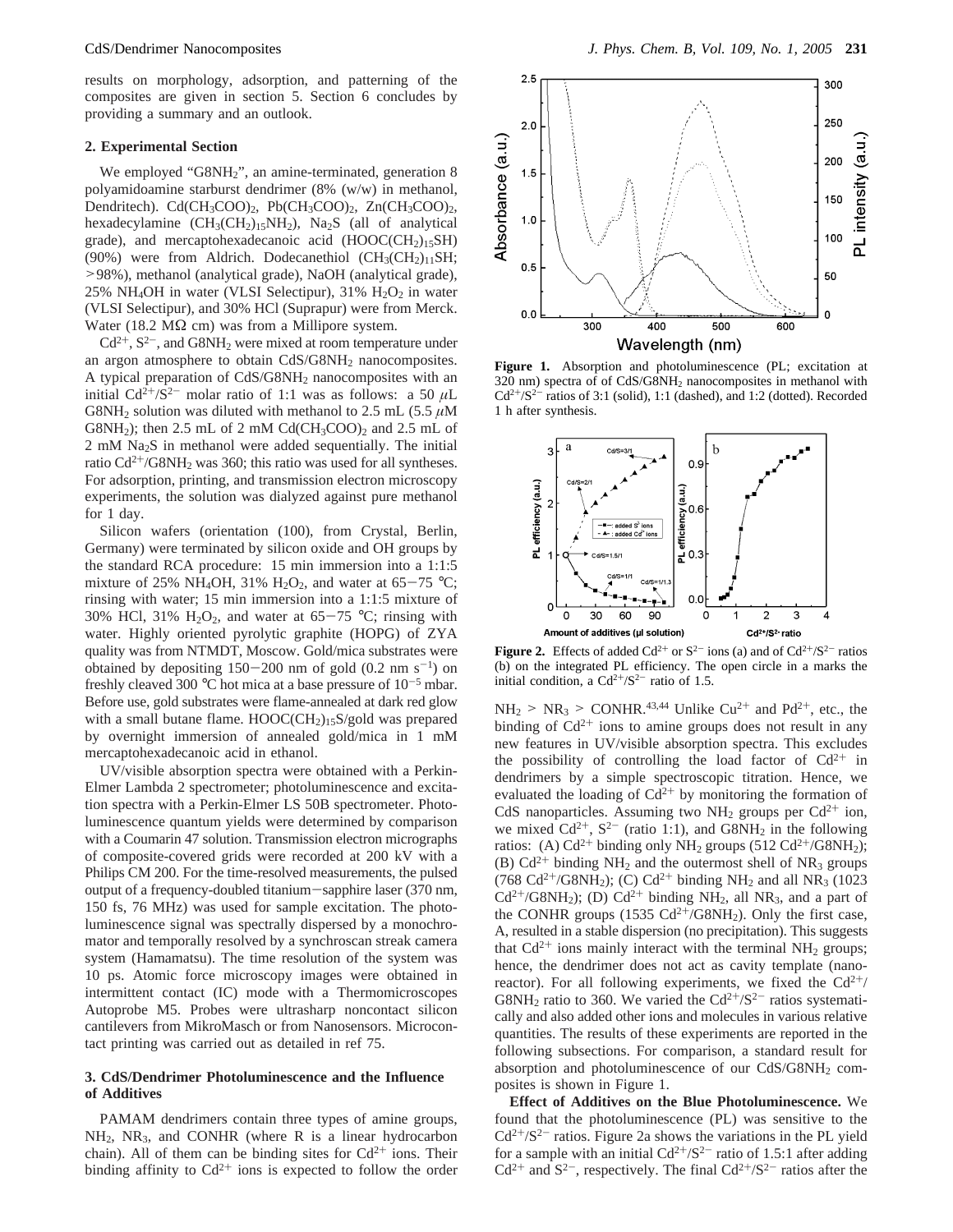results on morphology, adsorption, and patterning of the composites are given in section 5. Section 6 concludes by providing a summary and an outlook.

## 2. Experimental Section

We employed "G8NH$_2$", an amine-terminated, generation 8 polyamidoamine starburst dendrimer (8% (w/w) in methanol, Dendritech). Cd(CH$_3$COO)$_2$, Pb(CH$_3$COO)$_2$, Zn(CH$_3$COO)$_2$, hexadecylamine (CH$_3$(CH$_2$)$_{15}$NH$_2$), Na$_2$S (all of analytical grade), and mercaptohexadecanoic acid (HOOC(CH$_2$)$_{15}$SH) (90%) were from Aldrich. Dodecanethiol (CH$_3$(CH$_2$)$_{11}$SH; >98%), methanol (analytical grade), NaOH (analytical grade), 25% NH$_4$OH in water (VLSI Selectipur), 31% H$_2$O$_2$ in water (VLSI Selectipur), and 30% HCl (Suprapur) were from Merck. Water (18.2 MΩ cm) was from a Millipore system.

$Cd^{2+}$, $S^{2-}$, and G8NH$_2$ were mixed at room temperature under an argon atmosphere to obtain CdS/G8NH$_2$ nanocomposites. A typical preparation of CdS/G8NH$_2$ nanocomposites with an initial $Cd^{2+}/S^{2-}$ molar ratio of 1:1 was as follows: a 50 μL G8NH$_2$ solution was diluted with methanol to 2.5 mL (5.5 μM G8NH$_2$); then 2.5 mL of 2 mM Cd(CH$_3$COO)$_2$ and 2.5 mL of 2 mM Na$_2$S in methanol were added sequentially. The initial ratio $Cd^{2+}$/G8NH$_2$ was 360; this ratio was used for all syntheses. For adsorption, printing, and transmission electron microscopy experiments, the solution was dialyzed against pure methanol for 1 day.

Silicon wafers (orientation (100), from Crystal, Berlin, Germany) were terminated by silicon oxide and OH groups by the standard RCA procedure: 15 min immersion into a 1:1:5 mixture of 25% NH$_4$OH, 31% H$_2$O$_2$, and water at 65−75 °C; rinsing with water; 15 min immersion into a 1:1:5 mixture of 30% HCl, 31% H$_2$O$_2$, and water at 65−75 °C; rinsing with water. Highly oriented pyrolytic graphite (HOPG) of ZYA quality was from NTMDT, Moscow. Gold/mica substrates were obtained by depositing 150−200 nm of gold (0.2 nm s$^{-1}$) on freshly cleaved 300 °C hot mica at a base pressure of $10^{-5}$ mbar. Before use, gold substrates were flame-annealed at dark red glow with a small butane flame. HOOC(CH$_2$)$_{15}$S/gold was prepared by overnight immersion of annealed gold/mica in 1 mM mercaptohexadecanoic acid in ethanol.

UV/visible absorption spectra were obtained with a Perkin-Elmer Lambda 2 spectrometer; photoluminescence and excitation spectra with a Perkin-Elmer LS 50B spectrometer. Photoluminescence quantum yields were determined by comparison with a Coumarin 47 solution. Transmission electron micrographs of composite-covered grids were recorded at 200 kV with a Philips CM 200. For the time-resolved measurements, the pulsed output of a frequency-doubled titanium−sapphire laser (370 nm, 150 fs, 76 MHz) was used for sample excitation. The photoluminescence signal was spectrally dispersed by a monochromator and temporally resolved by a synchroscan streak camera system (Hamamatsu). The time resolution of the system was 10 ps. Atomic force microscopy images were obtained in intermittent contact (IC) mode with a Thermomicroscopes Autoprobe M5. Probes were ultrasharp noncontact silicon cantilevers from MikroMasch or from Nanosensors. Microcontact printing was carried out as detailed in ref 75.

## 3. CdS/Dendrimer Photoluminescence and the Influence of Additives

PAMAM dendrimers contain three types of amine groups, NH$_2$, NR$_3$, and CONHR (where R is a linear hydrocarbon chain). All of them can be binding sites for $Cd^{2+}$ ions. Their binding affinity to $Cd^{2+}$ ions is expected to follow the order NH$_2$ > NR$_3$ > CONHR.[43,44] Unlike $Cu^{2+}$ and $Pd^{2+}$, etc., the binding of $Cd^{2+}$ ions to amine groups does not result in any new features in UV/visible absorption spectra. This excludes the possibility of controlling the load factor of $Cd^{2+}$ in dendrimers by a simple spectroscopic titration. Hence, we evaluated the loading of $Cd^{2+}$ by monitoring the formation of CdS nanoparticles. Assuming two NH$_2$ groups per $Cd^{2+}$ ion, we mixed $Cd^{2+}$, $S^{2-}$ (ratio 1:1), and G8NH$_2$ in the following ratios: (A) $Cd^{2+}$ binding only NH$_2$ groups (512 $Cd^{2+}$/G8NH$_2$); (B) $Cd^{2+}$ binding NH$_2$ and the outermost shell of NR$_3$ groups (768 $Cd^{2+}$/G8NH$_2$); (C) $Cd^{2+}$ binding NH$_2$ and all NR$_3$ (1023 $Cd^{2+}$/G8NH$_2$); (D) $Cd^{2+}$ binding NH$_2$, all NR$_3$, and a part of the CONHR groups (1535 $Cd^{2+}$/G8NH$_2$). Only the first case, A, resulted in a stable dispersion (no precipitation). This suggests that $Cd^{2+}$ ions mainly interact with the terminal NH$_2$ groups; hence, the dendrimer does not act as cavity template (nanoreactor). For all following experiments, we fixed the $Cd^{2+}$/G8NH$_2$ ratio to 360. We varied the $Cd^{2+}/S^{2-}$ ratios systematically and also added other ions and molecules in various relative quantities. The results of these experiments are reported in the following subsections. For comparison, a standard result for absorption and photoluminescence of our CdS/G8NH$_2$ composites is shown in Figure 1.

**Figure 1.** Absorption and photoluminescence (PL; excitation at 320 nm) spectra of of CdS/G8NH$_2$ nanocomposites in methanol with $Cd^{2+}/S^{2-}$ ratios of 3:1 (solid), 1:1 (dashed), and 1:2 (dotted). Recorded 1 h after synthesis.

**Figure 2.** Effects of added $Cd^{2+}$ or $S^{2-}$ ions (a) and of $Cd^{2+}/S^{2-}$ ratios (b) on the integrated PL efficiency. The open circle in a marks the initial condition, a $Cd^{2+}/S^{2-}$ ratio of 1.5.

**Effect of Additives on the Blue Photoluminescence.** We found that the photoluminescence (PL) was sensitive to the $Cd^{2+}/S^{2-}$ ratios. Figure 2a shows the variations in the PL yield for a sample with an initial $Cd^{2+}/S^{2-}$ ratio of 1.5:1 after adding $Cd^{2+}$ and $S^{2-}$, respectively. The final $Cd^{2+}/S^{2-}$ ratios after the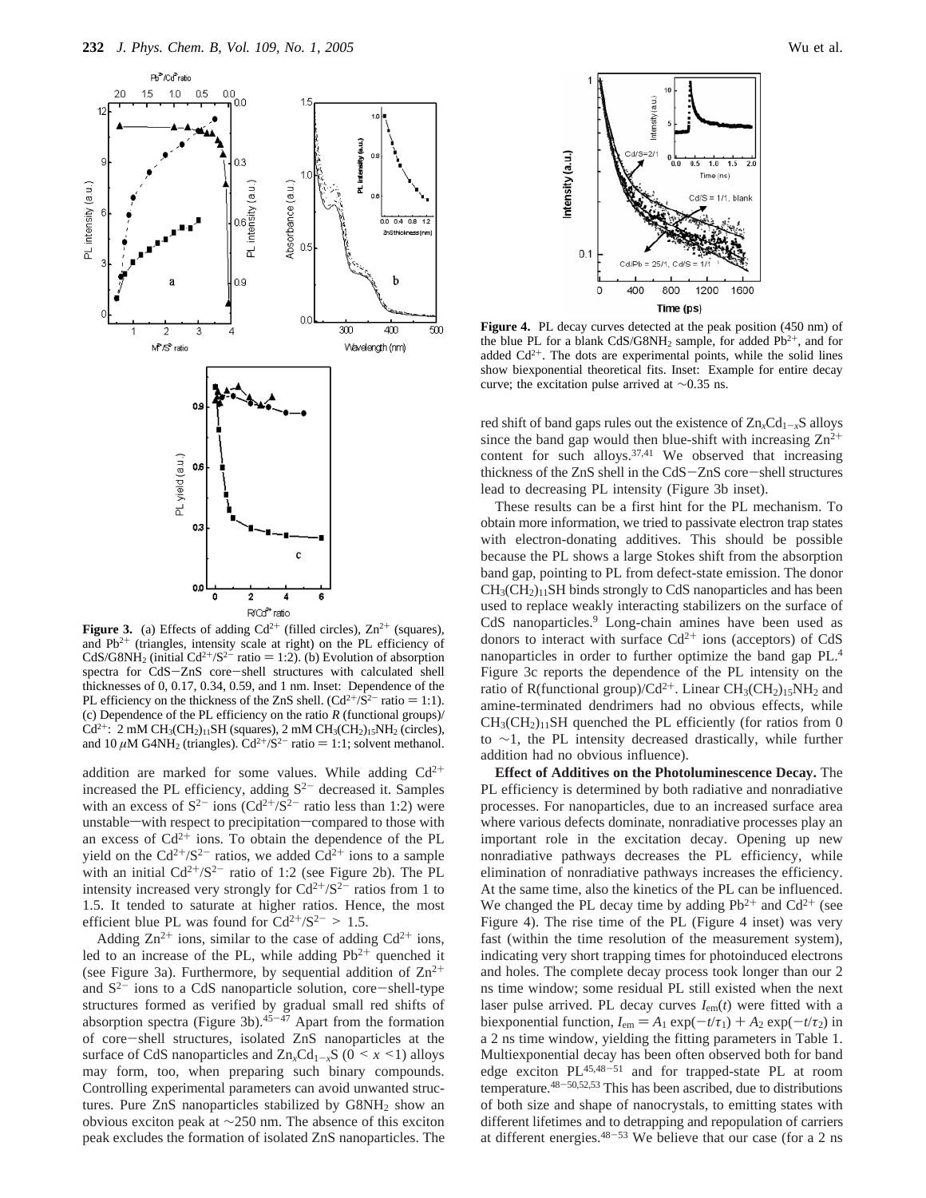**Figure 3.** (a) Effects of adding $Cd^{2+}$ (filled circles), $Zn^{2+}$ (squares), and $Pb^{2+}$ (triangles, intensity scale at right) on the PL efficiency of $CdS/G8NH_2$ (initial $Cd^{2+}/S^{2-}$ ratio = 1:2). (b) Evolution of absorption spectra for CdS−ZnS core−shell structures with calculated shell thicknesses of 0, 0.17, 0.34, 0.59, and 1 nm. Inset: Dependence of the PL efficiency on the thickness of the ZnS shell. ($Cd^{2+}/S^{2-}$ ratio = 1:1). (c) Dependence of the PL efficiency on the ratio *R* (functional groups)/$Cd^{2+}$: 2 mM $CH_3(CH_2)_{11}SH$ (squares), 2 mM $CH_3(CH_2)_{15}NH_2$ (circles), and 10 $\mu$M $G4NH_2$ (triangles). $Cd^{2+}/S^{2-}$ ratio = 1:1; solvent methanol.

addition are marked for some values. While adding $Cd^{2+}$ increased the PL efficiency, adding $S^{2-}$ decreased it. Samples with an excess of $S^{2-}$ ions ($Cd^{2+}/S^{2-}$ ratio less than 1:2) were unstable—with respect to precipitation—compared to those with an excess of $Cd^{2+}$ ions. To obtain the dependence of the PL yield on the $Cd^{2+}/S^{2-}$ ratios, we added $Cd^{2+}$ ions to a sample with an initial $Cd^{2+}/S^{2-}$ ratio of 1:2 (see Figure 2b). The PL intensity increased very strongly for $Cd^{2+}/S^{2-}$ ratios from 1 to 1.5. It tended to saturate at higher ratios. Hence, the most efficient blue PL was found for $Cd^{2+}/S^{2-} > 1.5$.

Adding $Zn^{2+}$ ions, similar to the case of adding $Cd^{2+}$ ions, led to an increase of the PL, while adding $Pb^{2+}$ quenched it (see Figure 3a). Furthermore, by sequential addition of $Zn^{2+}$ and $S^{2-}$ ions to a CdS nanoparticle solution, core−shell-type structures formed as verified by gradual small red shifts of absorption spectra (Figure 3b).[45-47] Apart from the formation of core−shell structures, isolated ZnS nanoparticles at the surface of CdS nanoparticles and $Zn_xCd_{1-x}S$ ($0 < x < 1$) alloys may form, too, when preparing such binary compounds. Controlling experimental parameters can avoid unwanted structures. Pure ZnS nanoparticles stabilized by $G8NH_2$ show an obvious exciton peak at ~250 nm. The absence of this exciton peak excludes the formation of isolated ZnS nanoparticles. The red shift of band gaps rules out the existence of $Zn_xCd_{1-x}S$ alloys since the band gap would then blue-shift with increasing $Zn^{2+}$ content for such alloys.[37,41] We observed that increasing thickness of the ZnS shell in the CdS−ZnS core−shell structures lead to decreasing PL intensity (Figure 3b inset).

These results can be a first hint for the PL mechanism. To obtain more information, we tried to passivate electron trap states with electron-donating additives. This should be possible because the PL shows a large Stokes shift from the absorption band gap, pointing to PL from defect-state emission. The donor $CH_3(CH_2)_{11}SH$ binds strongly to CdS nanoparticles and has been used to replace weakly interacting stabilizers on the surface of CdS nanoparticles.[9] Long-chain amines have been used as donors to interact with surface $Cd^{2+}$ ions (acceptors) of CdS nanoparticles in order to further optimize the band gap PL.[4] Figure 3c reports the dependence of the PL intensity on the ratio of R(functional group)/$Cd^{2+}$. Linear $CH_3(CH_2)_{15}NH_2$ and amine-terminated dendrimers had no obvious effects, while $CH_3(CH_2)_{11}SH$ quenched the PL efficiently (for ratios from 0 to ~1, the PL intensity decreased drastically, while further addition had no obvious influence).

**Figure 4.** PL decay curves detected at the peak position (450 nm) of the blue PL for a blank $CdS/G8NH_2$ sample, for added $Pb^{2+}$, and for added $Cd^{2+}$. The dots are experimental points, while the solid lines show biexponential theoretical fits. Inset: Example for entire decay curve; the excitation pulse arrived at ~0.35 ns.

**Effect of Additives on the Photoluminescence Decay.** The PL efficiency is determined by both radiative and nonradiative processes. For nanoparticles, due to an increased surface area where various defects dominate, nonradiative processes play an important role in the excitation decay. Opening up new nonradiative pathways decreases the PL efficiency, while elimination of nonradiative pathways increases the efficiency. At the same time, also the kinetics of the PL can be influenced. We changed the PL decay time by adding $Pb^{2+}$ and $Cd^{2+}$ (see Figure 4). The rise time of the PL (Figure 4 inset) was very fast (within the time resolution of the measurement system), indicating very short trapping times for photoinduced electrons and holes. The complete decay process took longer than our 2 ns time window; some residual PL still existed when the next laser pulse arrived. PL decay curves $I_{em}(t)$ were fitted with a biexponential function, $I_{em} = A_1 \exp(-t/\tau_1) + A_2 \exp(-t/\tau_2)$ in a 2 ns time window, yielding the fitting parameters in Table 1. Multiexponential decay has been often observed both for band edge exciton PL[45,48-51] and for trapped-state PL at room temperature.[48-50,52,53] This has been ascribed, due to distributions of both size and shape of nanocrystals, to emitting states with different lifetimes and to detrapping and repopulation of carriers at different energies.[48-53] We believe that our case (for a 2 ns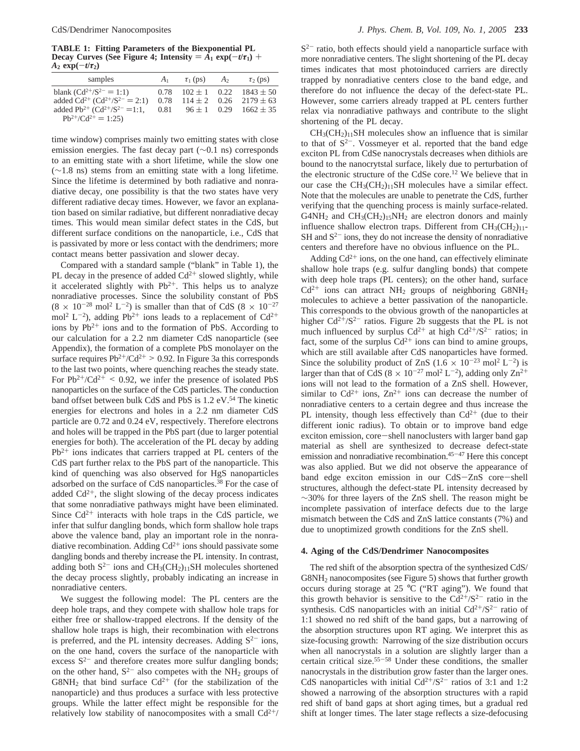**TABLE 1: Fitting Parameters of the Biexponential PL Decay Curves (See Figure 4; Intensity = $A_1 \exp(-t/\tau_1) + A_2 \exp(-t/\tau_2)$)**

| samples | $A_1$ | $\tau_1$ (ps) | $A_2$ | $\tau_2$ (ps) |
|---|---|---|---|---|
| blank ($Cd^{2+}/S^{2-} = 1:1$) | 0.78 | $102 \pm 1$ | 0.22 | $1843 \pm 50$ |
| added $Cd^{2+}$ ($Cd^{2+}/S^{2-} = 2:1$) | 0.78 | $114 \pm 2$ | 0.26 | $2179 \pm 63$ |
| added $Pb^{2+}$ ($Cd^{2+}/S^{2-} = 1:1$, $Pb^{2+}/Cd^{2+} = 1:25$) | 0.81 | $96 \pm 1$ | 0.29 | $1662 \pm 35$ |

time window) comprises mainly two emitting states with close emission energies. The fast decay part (~0.1 ns) corresponds to an emitting state with a short lifetime, while the slow one (~1.8 ns) stems from an emitting state with a long lifetime. Since the lifetime is determined by both radiative and nonradiative decay, one possibility is that the two states have very different radiative decay times. However, we favor an explanation based on similar radiative, but different nonradiative decay times. This would mean similar defect states in the CdS, but different surface conditions on the nanoparticle, i.e., CdS that is passivated by more or less contact with the dendrimers; more contact means better passivation and slower decay.

Compared with a standard sample ("blank" in Table 1), the PL decay in the presence of added $Cd^{2+}$ slowed slightly, while it accelerated slightly with $Pb^{2+}$. This helps us to analyze nonradiative processes. Since the solubility constant of PbS ($8 \times 10^{-28}$ mol$^2$ L$^{-2}$) is smaller than that of CdS ($8 \times 10^{-27}$ mol$^2$ L$^{-2}$), adding $Pb^{2+}$ ions leads to a replacement of $Cd^{2+}$ ions by $Pb^{2+}$ ions and to the formation of PbS. According to our calculation for a 2.2 nm diameter CdS nanoparticle (see Appendix), the formation of a complete PbS monolayer on the surface requires $Pb^{2+}/Cd^{2+} > 0.92$. In Figure 3a this corresponds to the last two points, where quenching reaches the steady state. For $Pb^{2+}/Cd^{2+} < 0.92$, we infer the presence of isolated PbS nanoparticles on the surface of the CdS particles. The conduction band offset between bulk CdS and PbS is 1.2 eV.[54] The kinetic energies for electrons and holes in a 2.2 nm diameter CdS particle are 0.72 and 0.24 eV, respectively. Therefore electrons and holes will be trapped in the PbS part (due to larger potential energies for both). The acceleration of the PL decay by adding $Pb^{2+}$ ions indicates that carriers trapped at PL centers of the CdS part further relax to the PbS part of the nanoparticle. This kind of quenching was also observed for HgS nanoparticles adsorbed on the surface of CdS nanoparticles.[38] For the case of added $Cd^{2+}$, the slight slowing of the decay process indicates that some nonradiative pathways might have been eliminated. Since $Cd^{2+}$ interacts with hole traps in the CdS particle, we infer that sulfur dangling bonds, which form shallow hole traps above the valence band, play an important role in the nonradiative recombination. Adding $Cd^{2+}$ ions should passivate some dangling bonds and thereby increase the PL intensity. In contrast, adding both $S^{2-}$ ions and $CH_3(CH_2)_{11}SH$ molecules shortened the decay process slightly, probably indicating an increase in nonradiative centers.

We suggest the following model: The PL centers are the deep hole traps, and they compete with shallow hole traps for either free or shallow-trapped electrons. If the density of the shallow hole traps is high, their recombination with electrons is preferred, and the PL intensity decreases. Adding $S^{2-}$ ions, on the one hand, covers the surface of the nanoparticle with excess $S^{2-}$ and therefore creates more sulfur dangling bonds; on the other hand, $S^{2-}$ also competes with the $NH_2$ groups of $G8NH_2$ that bind surface $Cd^{2+}$ (for the stabilization of the nanoparticle) and thus produces a surface with less protective groups. While the latter effect might be responsible for the relatively low stability of nanocomposites with a small $Cd^{2+}/S^{2-}$ ratio, both effects should yield a nanoparticle surface with more nonradiative centers. The slight shortening of the PL decay times indicates that most photoinduced carriers are directly trapped by nonradiative centers close to the band edge, and therefore do not influence the decay of the defect-state PL. However, some carriers already trapped at PL centers further relax via nonradiative pathways and contribute to the slight shortening of the PL decay.

$CH_3(CH_2)_{11}SH$ molecules show an influence that is similar to that of $S^{2-}$. Vossmeyer et al. reported that the band edge exciton PL from CdSe nanocrystals decreases when dithiols are bound to the nanocrytstal surface, likely due to perturbation of the electronic structure of the CdSe core.[12] We believe that in our case the $CH_3(CH_2)_{11}SH$ molecules have a similar effect. Note that the molecules are unable to penetrate the CdS, further verifying that the quenching process is mainly surface-related. $G4NH_2$ and $CH_3(CH_2)_{15}NH_2$ are electron donors and mainly influence shallow electron traps. Different from $CH_3(CH_2)_{11}SH$ and $S^{2-}$ ions, they do not increase the density of nonradiative centers and therefore have no obvious influence on the PL.

Adding $Cd^{2+}$ ions, on the one hand, can effectively eliminate shallow hole traps (e.g. sulfur dangling bonds) that compete with deep hole traps (PL centers); on the other hand, surface $Cd^{2+}$ ions can attract $NH_2$ groups of neighboring $G8NH_2$ molecules to achieve a better passivation of the nanoparticle. This corresponds to the obvious growth of the nanoparticles at higher $Cd^{2+}/S^{2-}$ ratios. Figure 2b suggests that the PL is not much influenced by surplus $Cd^{2+}$ at high $Cd^{2+}/S^{2-}$ ratios; in fact, some of the surplus $Cd^{2+}$ ions can bind to amine groups, which are still available after CdS nanoparticles have formed. Since the solubility product of ZnS ($1.6 \times 10^{-23}$ mol$^2$ L$^{-2}$) is larger than that of CdS ($8 \times 10^{-27}$ mol$^2$ L$^{-2}$), adding only $Zn^{2+}$ ions will not lead to the formation of a ZnS shell. However, similar to $Cd^{2+}$ ions, $Zn^{2+}$ ions can decrease the number of nonradiative centers to a certain degree and thus increase the PL intensity, though less effectively than $Cd^{2+}$ (due to their different ionic radius). To obtain or to improve band edge exciton emission, core−shell nanoclusters with larger band gap material as shell are synthesized to decrease defect-state emission and nonradiative recombination.[45−47] Here this concept was also applied. But we did not observe the appearance of band edge exciton emission in our CdS−ZnS core−shell structures, although the defect-state PL intensity decreased by ~30% for three layers of the ZnS shell. The reason might be incomplete passivation of interface defects due to the large mismatch between the CdS and ZnS lattice constants (7%) and due to unoptimized growth conditions for the ZnS shell.

## 4. Aging of the CdS/Dendrimer Nanocomposites

The red shift of the absorption spectra of the synthesized CdS/$G8NH_2$ nanocomposites (see Figure 5) shows that further growth occurs during storage at 25 °C ("RT aging"). We found that this growth behavior is sensitive to the $Cd^{2+}/S^{2-}$ ratio in the synthesis. CdS nanoparticles with an initial $Cd^{2+}/S^{2-}$ ratio of 1:1 showed no red shift of the band gaps, but a narrowing of the absorption structures upon RT aging. We interpret this as size-focusing growth: Narrowing of the size distribution occurs when all nanocrystals in a solution are slightly larger than a certain critical size.[55−58] Under these conditions, the smaller nanocrystals in the distribution grow faster than the larger ones. CdS nanoparticles with initial $Cd^{2+}/S^{2-}$ ratios of 3:1 and 1:2 showed a narrowing of the absorption structures with a rapid red shift of band gaps at short aging times, but a gradual red shift at longer times. The later stage reflects a size-defocusing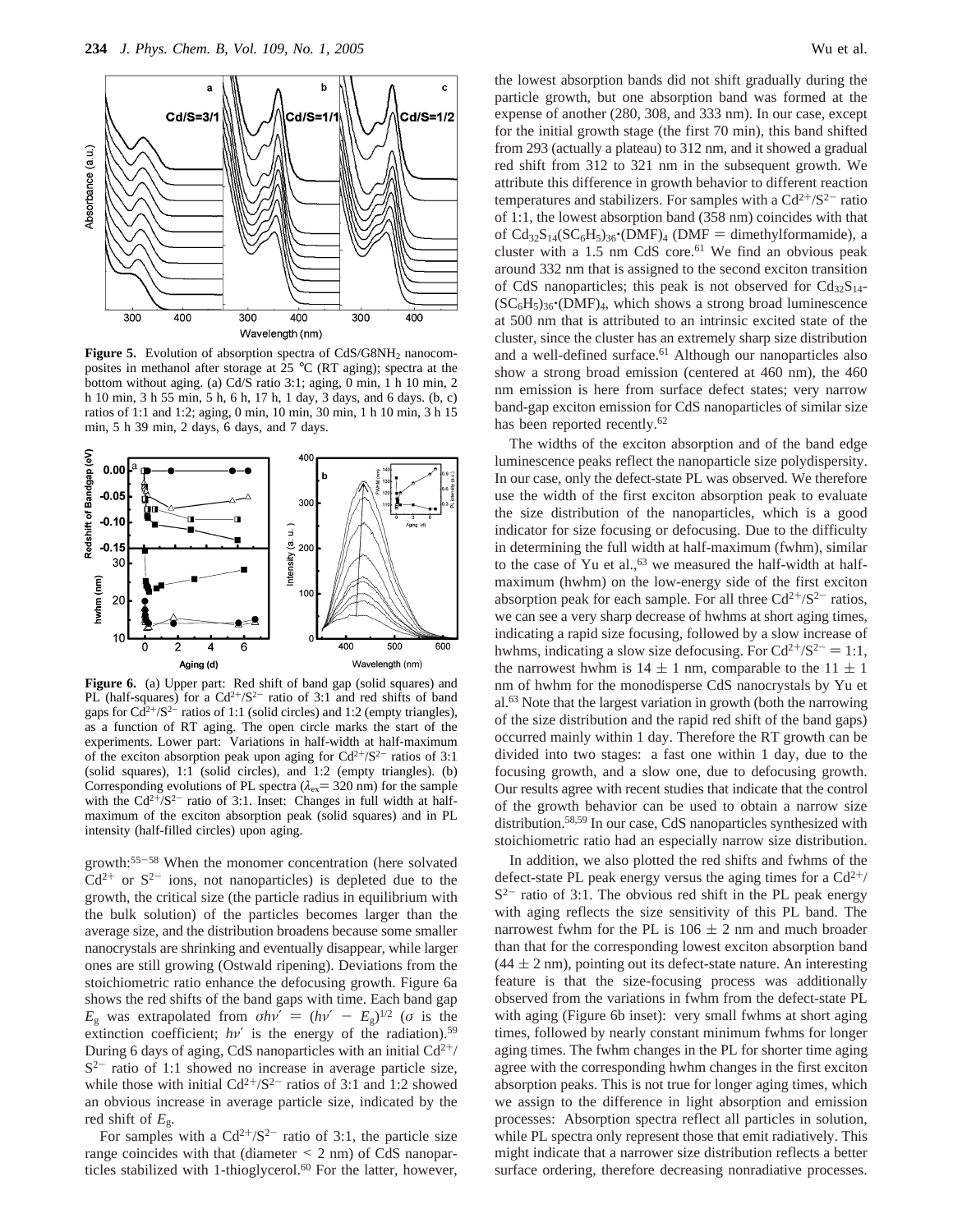**Figure 5.** Evolution of absorption spectra of CdS/G8NH$_2$ nanocomposites in methanol after storage at 25 °C (RT aging); spectra at the bottom without aging. (a) Cd/S ratio 3:1; aging, 0 min, 1 h 10 min, 2 h 10 min, 3 h 55 min, 5 h, 6 h, 17 h, 1 day, 3 days, and 6 days. (b, c) ratios of 1:1 and 1:2; aging, 0 min, 10 min, 30 min, 1 h 10 min, 3 h 15 min, 5 h 39 min, 2 days, 6 days, and 7 days.

**Figure 6.** (a) Upper part: Red shift of band gap (solid squares) and PL (half-squares) for a $Cd^{2+}/S^{2-}$ ratio of 3:1 and red shifts of band gaps for $Cd^{2+}/S^{2-}$ ratios of 1:1 (solid circles) and 1:2 (empty triangles), as a function of RT aging. The open circle marks the start of the experiments. Lower part: Variations in half-width at half-maximum of the exciton absorption peak upon aging for $Cd^{2+}/S^{2-}$ ratios of 3:1 (solid squares), 1:1 (solid circles), and 1:2 (empty triangles). (b) Corresponding evolutions of PL spectra ($\lambda_{ex}$= 320 nm) for the sample with the $Cd^{2+}/S^{2-}$ ratio of 3:1. Inset: Changes in full width at half-maximum of the exciton absorption peak (solid squares) and in PL intensity (half-filled circles) upon aging.

growth:[55-58] When the monomer concentration (here solvated $Cd^{2+}$ or $S^{2-}$ ions, not nanoparticles) is depleted due to the growth, the critical size (the particle radius in equilibrium with the bulk solution) of the particles becomes larger than the average size, and the distribution broadens because some smaller nanocrystals are shrinking and eventually disappear, while larger ones are still growing (Ostwald ripening). Deviations from the stoichiometric ratio enhance the defocusing growth. Figure 6a shows the red shifts of the band gaps with time. Each band gap $E_g$ was extrapolated from $\sigma h\nu' = (h\nu' - E_g)^{1/2}$ ($\sigma$ is the extinction coefficient; $h\nu'$ is the energy of the radiation).[59] During 6 days of aging, CdS nanoparticles with an initial $Cd^{2+}/S^{2-}$ ratio of 1:1 showed no increase in average particle size, while those with initial $Cd^{2+}/S^{2-}$ ratios of 3:1 and 1:2 showed an obvious increase in average particle size, indicated by the red shift of $E_g$.

For samples with a $Cd^{2+}/S^{2-}$ ratio of 3:1, the particle size range coincides with that (diameter < 2 nm) of CdS nanoparticles stabilized with 1-thioglycerol.[60] For the latter, however, the lowest absorption bands did not shift gradually during the particle growth, but one absorption band was formed at the expense of another (280, 308, and 333 nm). In our case, except for the initial growth stage (the first 70 min), this band shifted from 293 (actually a plateau) to 312 nm, and it showed a gradual red shift from 312 to 321 nm in the subsequent growth. We attribute this difference in growth behavior to different reaction temperatures and stabilizers. For samples with a $Cd^{2+}/S^{2-}$ ratio of 1:1, the lowest absorption band (358 nm) coincides with that of $Cd_{32}S_{14}(SC_6H_5)_{36}\cdot(DMF)_4$ (DMF = dimethylformamide), a cluster with a 1.5 nm CdS core.[61] We find an obvious peak around 332 nm that is assigned to the second exciton transition of CdS nanoparticles; this peak is not observed for $Cd_{32}S_{14}(SC_6H_5)_{36}\cdot(DMF)_4$, which shows a strong broad luminescence at 500 nm that is attributed to an intrinsic excited state of the cluster, since the cluster has an extremely sharp size distribution and a well-defined surface.[61] Although our nanoparticles also show a strong broad emission (centered at 460 nm), the 460 nm emission is here from surface defect states; very narrow band-gap exciton emission for CdS nanoparticles of similar size has been reported recently.[62]

The widths of the exciton absorption and of the band edge luminescence peaks reflect the nanoparticle size polydispersity. In our case, only the defect-state PL was observed. We therefore use the width of the first exciton absorption peak to evaluate the size distribution of the nanoparticles, which is a good indicator for size focusing or defocusing. Due to the difficulty in determining the full width at half-maximum (fwhm), similar to the case of Yu et al.,[63] we measured the half-width at half-maximum (hwhm) on the low-energy side of the first exciton absorption peak for each sample. For all three $Cd^{2+}/S^{2-}$ ratios, we can see a very sharp decrease of hwhms at short aging times, indicating a rapid size focusing, followed by a slow increase of hwhms, indicating a slow size defocusing. For $Cd^{2+}/S^{2-}$ = 1:1, the narrowest hwhm is 14 ± 1 nm, comparable to the 11 ± 1 nm of hwhm for the monodisperse CdS nanocrystals by Yu et al.[63] Note that the largest variation in growth (both the narrowing of the size distribution and the rapid red shift of the band gaps) occurred mainly within 1 day. Therefore the RT growth can be divided into two stages: a fast one within 1 day, due to the focusing growth, and a slow one, due to defocusing growth. Our results agree with recent studies that indicate that the control of the growth behavior can be used to obtain a narrow size distribution.[58,59] In our case, CdS nanoparticles synthesized with stoichiometric ratio had an especially narrow size distribution.

In addition, we also plotted the red shifts and fwhms of the defect-state PL peak energy versus the aging times for a $Cd^{2+}/S^{2-}$ ratio of 3:1. The obvious red shift in the PL peak energy with aging reflects the size sensitivity of this PL band. The narrowest fwhm for the PL is 106 ± 2 nm and much broader than that for the corresponding lowest exciton absorption band (44 ± 2 nm), pointing out its defect-state nature. An interesting feature is that the size-focusing process was additionally observed from the variations in fwhm from the defect-state PL with aging (Figure 6b inset): very small fwhms at short aging times, followed by nearly constant minimum fwhms for longer aging times. The fwhm changes in the PL for shorter time aging agree with the corresponding hwhm changes in the first exciton absorption peaks. This is not true for longer aging times, which we assign to the difference in light absorption and emission processes: Absorption spectra reflect all particles in solution, while PL spectra only represent those that emit radiatively. This might indicate that a narrower size distribution reflects a better surface ordering, therefore decreasing nonradiative processes.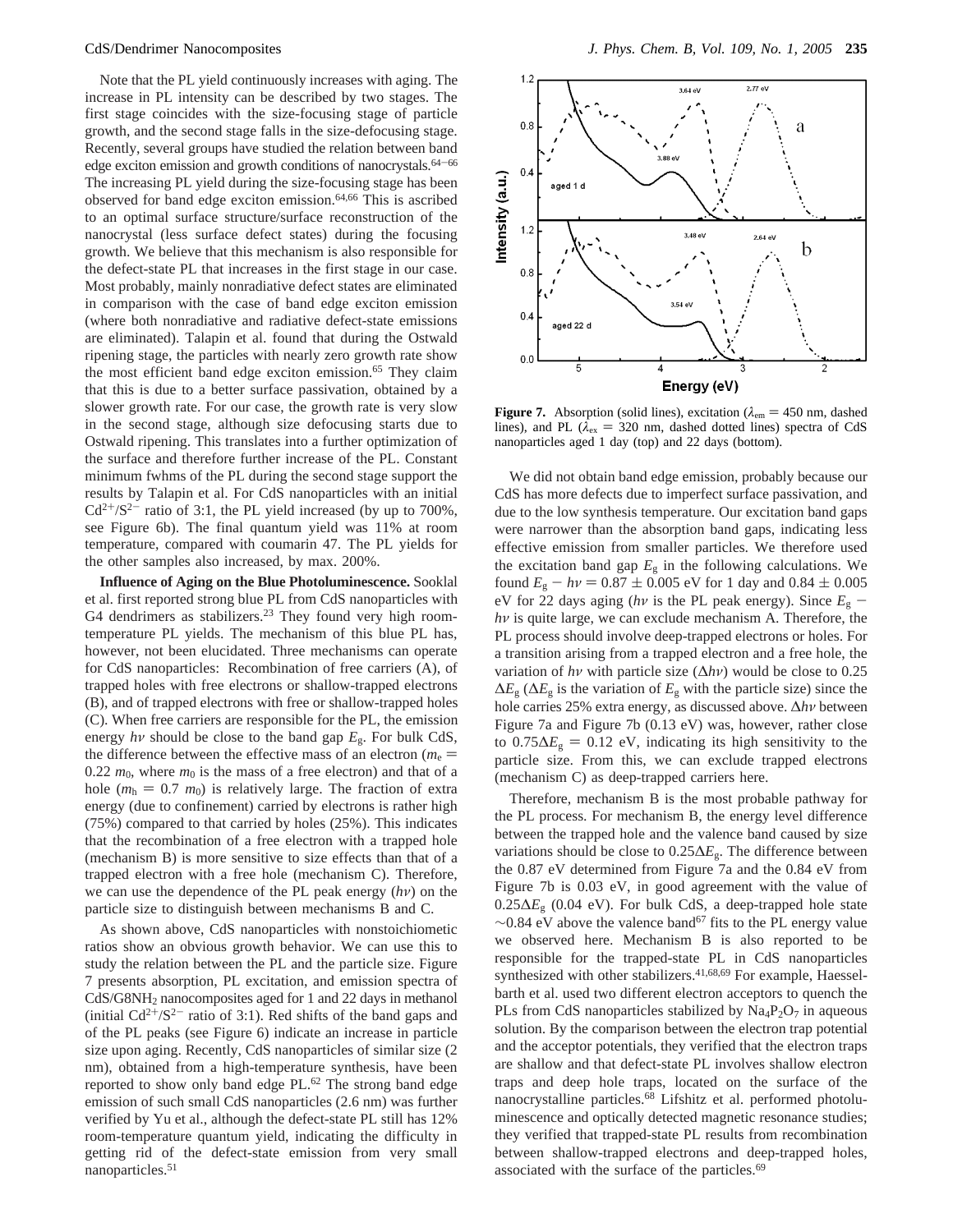Note that the PL yield continuously increases with aging. The increase in PL intensity can be described by two stages. The first stage coincides with the size-focusing stage of particle growth, and the second stage falls in the size-defocusing stage. Recently, several groups have studied the relation between band edge exciton emission and growth conditions of nanocrystals.[64–66] The increasing PL yield during the size-focusing stage has been observed for band edge exciton emission.[64,66] This is ascribed to an optimal surface structure/surface reconstruction of the nanocrystal (less surface defect states) during the focusing growth. We believe that this mechanism is also responsible for the defect-state PL that increases in the first stage in our case. Most probably, mainly nonradiative defect states are eliminated in comparison with the case of band edge exciton emission (where both nonradiative and radiative defect-state emissions are eliminated). Talapin et al. found that during the Ostwald ripening stage, the particles with nearly zero growth rate show the most efficient band edge exciton emission.[65] They claim that this is due to a better surface passivation, obtained by a slower growth rate. For our case, the growth rate is very slow in the second stage, although size defocusing starts due to Ostwald ripening. This translates into a further optimization of the surface and therefore further increase of the PL. Constant minimum fwhms of the PL during the second stage support the results by Talapin et al. For CdS nanoparticles with an initial $Cd^{2+}/S^{2-}$ ratio of 3:1, the PL yield increased (by up to 700%, see Figure 6b). The final quantum yield was 11% at room temperature, compared with coumarin 47. The PL yields for the other samples also increased, by max. 200%.

**Influence of Aging on the Blue Photoluminescence.** Sooklal et al. first reported strong blue PL from CdS nanoparticles with G4 dendrimers as stabilizers.[23] They found very high room-temperature PL yields. The mechanism of this blue PL has, however, not been elucidated. Three mechanisms can operate for CdS nanoparticles: Recombination of free carriers (A), of trapped holes with free electrons or shallow-trapped electrons (B), and of trapped electrons with free or shallow-trapped holes (C). When free carriers are responsible for the PL, the emission energy $h\nu$ should be close to the band gap $E_g$. For bulk CdS, the difference between the effective mass of an electron ($m_e$ = 0.22 $m_0$, where $m_0$ is the mass of a free electron) and that of a hole ($m_h$ = 0.7 $m_0$) is relatively large. The fraction of extra energy (due to confinement) carried by electrons is rather high (75%) compared to that carried by holes (25%). This indicates that the recombination of a free electron with a trapped hole (mechanism B) is more sensitive to size effects than that of a trapped electron with a free hole (mechanism C). Therefore, we can use the dependence of the PL peak energy ($h\nu$) on the particle size to distinguish between mechanisms B and C.

As shown above, CdS nanoparticles with nonstoichiometic ratios show an obvious growth behavior. We can use this to study the relation between the PL and the particle size. Figure 7 presents absorption, PL excitation, and emission spectra of $CdS/G8NH_2$ nanocomposites aged for 1 and 22 days in methanol (initial $Cd^{2+}/S^{2-}$ ratio of 3:1). Red shifts of the band gaps and of the PL peaks (see Figure 6) indicate an increase in particle size upon aging. Recently, CdS nanoparticles of similar size (2 nm), obtained from a high-temperature synthesis, have been reported to show only band edge PL.[62] The strong band edge emission of such small CdS nanoparticles (2.6 nm) was further verified by Yu et al., although the defect-state PL still has 12% room-temperature quantum yield, indicating the difficulty in getting rid of the defect-state emission from very small nanoparticles.[51]

**Figure 7.** Absorption (solid lines), excitation ($\lambda_{em}$ = 450 nm, dashed lines), and PL ($\lambda_{ex}$ = 320 nm, dashed dotted lines) spectra of CdS nanoparticles aged 1 day (top) and 22 days (bottom).

We did not obtain band edge emission, probably because our CdS has more defects due to imperfect surface passivation, and due to the low synthesis temperature. Our excitation band gaps were narrower than the absorption band gaps, indicating less effective emission from smaller particles. We therefore used the excitation band gap $E_g$ in the following calculations. We found $E_g - h\nu = 0.87 \pm 0.005$ eV for 1 day and $0.84 \pm 0.005$ eV for 22 days aging ($h\nu$ is the PL peak energy). Since $E_g - h\nu$ is quite large, we can exclude mechanism A. Therefore, the PL process should involve deep-trapped electrons or holes. For a transition arising from a trapped electron and a free hole, the variation of $h\nu$ with particle size ($\Delta h\nu$) would be close to 0.25 $\Delta E_g$ ($\Delta E_g$ is the variation of $E_g$ with the particle size) since the hole carries 25% extra energy, as discussed above. $\Delta h\nu$ between Figure 7a and Figure 7b (0.13 eV) was, however, rather close to $0.75\Delta E_g$ = 0.12 eV, indicating its high sensitivity to the particle size. From this, we can exclude trapped electrons (mechanism C) as deep-trapped carriers here.

Therefore, mechanism B is the most probable pathway for the PL process. For mechanism B, the energy level difference between the trapped hole and the valence band caused by size variations should be close to $0.25\Delta E_g$. The difference between the 0.87 eV determined from Figure 7a and the 0.84 eV from Figure 7b is 0.03 eV, in good agreement with the value of $0.25\Delta E_g$ (0.04 eV). For bulk CdS, a deep-trapped hole state ~0.84 eV above the valence band[67] fits to the PL energy value we observed here. Mechanism B is also reported to be responsible for the trapped-state PL in CdS nanoparticles synthesized with other stabilizers.[41,68,69] For example, Haesselbarth et al. used two different electron acceptors to quench the PLs from CdS nanoparticles stabilized by $Na_4P_2O_7$ in aqueous solution. By the comparison between the electron trap potential and the acceptor potentials, they verified that the electron traps are shallow and that defect-state PL involves shallow electron traps and deep hole traps, located on the surface of the nanocrystalline particles.[68] Lifshitz et al. performed photoluminescence and optically detected magnetic resonance studies; they verified that trapped-state PL results from recombination between shallow-trapped electrons and deep-trapped holes, associated with the surface of the particles.[69]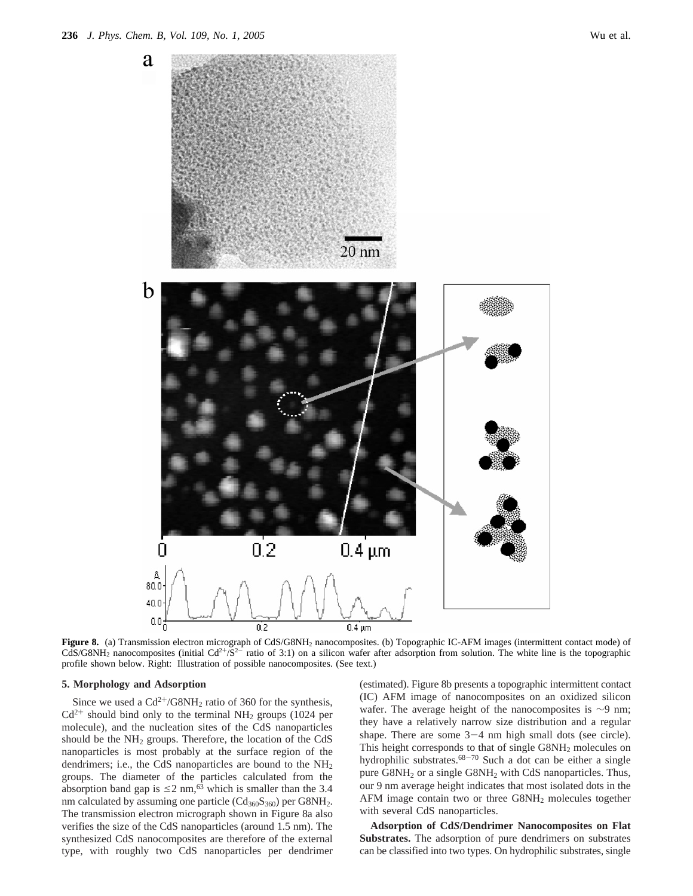**Figure 8.** (a) Transmission electron micrograph of CdS/G8NH$_2$ nanocomposites. (b) Topographic IC-AFM images (intermittent contact mode) of CdS/G8NH$_2$ nanocomposites (initial $Cd^{2+}/S^{2-}$ ratio of 3:1) on a silicon wafer after adsorption from solution. The white line is the topographic profile shown below. Right: Illustration of possible nanocomposites. (See text.)

## 5. Morphology and Adsorption

Since we used a $Cd^{2+}$/G8NH$_2$ ratio of 360 for the synthesis, $Cd^{2+}$ should bind only to the terminal NH$_2$ groups (1024 per molecule), and the nucleation sites of the CdS nanoparticles should be the NH$_2$ groups. Therefore, the location of the CdS nanoparticles is most probably at the surface region of the dendrimers; i.e., the CdS nanoparticles are bound to the NH$_2$ groups. The diameter of the particles calculated from the absorption band gap is $\leq$2 nm,[63] which is smaller than the 3.4 nm calculated by assuming one particle ($Cd_{360}S_{360}$) per G8NH$_2$. The transmission electron micrograph shown in Figure 8a also verifies the size of the CdS nanoparticles (around 1.5 nm). The synthesized CdS nanocomposites are therefore of the external type, with roughly two CdS nanoparticles per dendrimer (estimated). Figure 8b presents a topographic intermittent contact (IC) AFM image of nanocomposites on an oxidized silicon wafer. The average height of the nanocomposites is $\sim$9 nm; they have a relatively narrow size distribution and a regular shape. There are some 3$-$4 nm high small dots (see circle). This height corresponds to that of single G8NH$_2$ molecules on hydrophilic substrates.[68-70] Such a dot can be either a single pure G8NH$_2$ or a single G8NH$_2$ with CdS nanoparticles. Thus, our 9 nm average height indicates that most isolated dots in the AFM image contain two or three G8NH$_2$ molecules together with several CdS nanoparticles.

**Adsorption of CdS/Dendrimer Nanocomposites on Flat Substrates.** The adsorption of pure dendrimers on substrates can be classified into two types. On hydrophilic substrates, single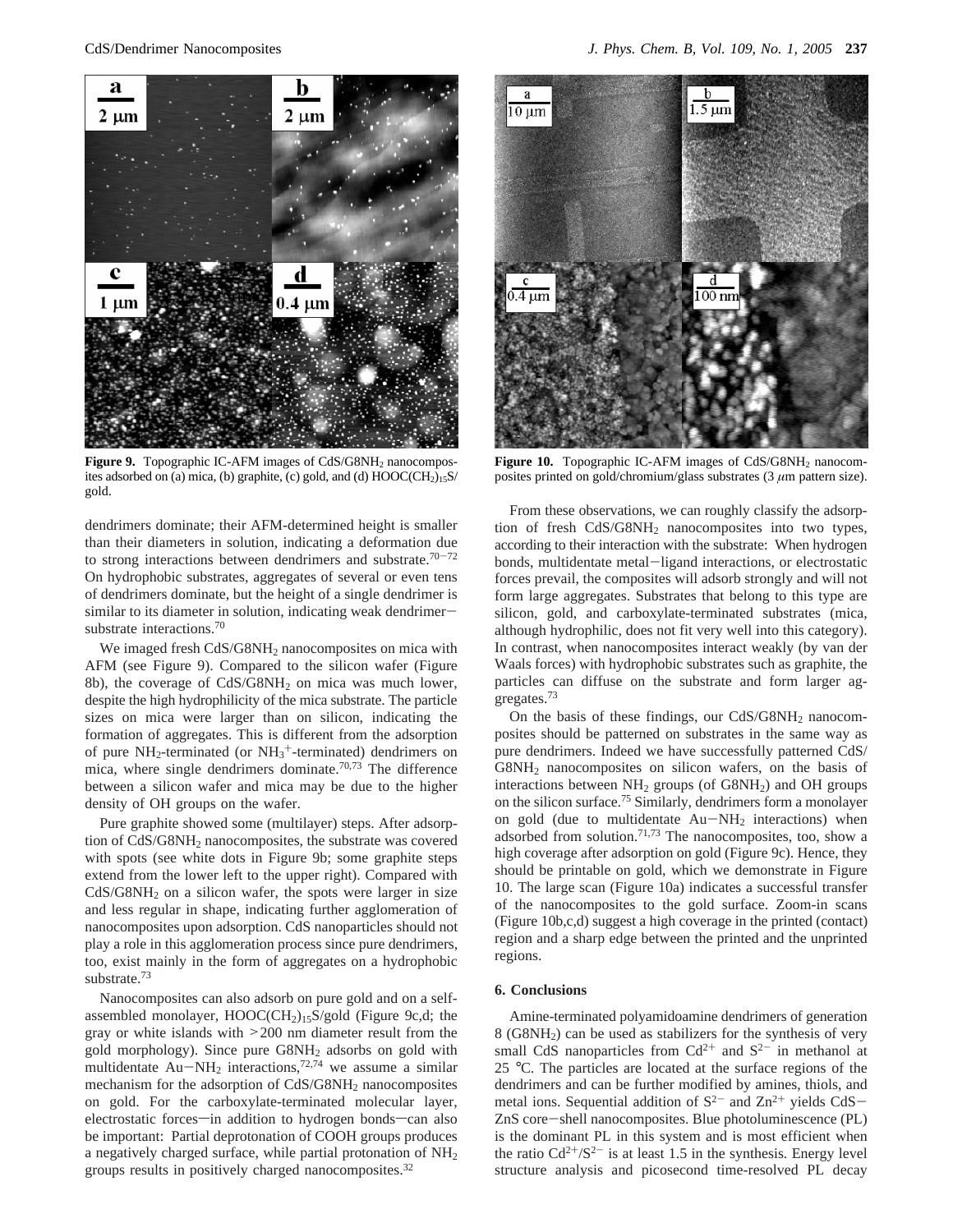**Figure 9.** Topographic IC-AFM images of $CdS/G8NH_2$ nanocomposites adsorbed on (a) mica, (b) graphite, (c) gold, and (d) $HOOC(CH_2)_{15}S$/gold.

**Figure 10.** Topographic IC-AFM images of $CdS/G8NH_2$ nanocomposites printed on gold/chromium/glass substrates (3 $\mu$m pattern size).

dendrimers dominate; their AFM-determined height is smaller than their diameters in solution, indicating a deformation due to strong interactions between dendrimers and substrate.[70-72] On hydrophobic substrates, aggregates of several or even tens of dendrimers dominate, but the height of a single dendrimer is similar to its diameter in solution, indicating weak dendrimer–substrate interactions.[70]

We imaged fresh $CdS/G8NH_2$ nanocomposites on mica with AFM (see Figure 9). Compared to the silicon wafer (Figure 8b), the coverage of $CdS/G8NH_2$ on mica was much lower, despite the high hydrophilicity of the mica substrate. The particle sizes on mica were larger than on silicon, indicating the formation of aggregates. This is different from the adsorption of pure $NH_2$-terminated (or $NH_3^+$-terminated) dendrimers on mica, where single dendrimers dominate.[70,73] The difference between a silicon wafer and mica may be due to the higher density of OH groups on the wafer.

Pure graphite showed some (multilayer) steps. After adsorption of $CdS/G8NH_2$ nanocomposites, the substrate was covered with spots (see white dots in Figure 9b; some graphite steps extend from the lower left to the upper right). Compared with $CdS/G8NH_2$ on a silicon wafer, the spots were larger in size and less regular in shape, indicating further agglomeration of nanocomposites upon adsorption. CdS nanoparticles should not play a role in this agglomeration process since pure dendrimers, too, exist mainly in the form of aggregates on a hydrophobic substrate.[73]

Nanocomposites can also adsorb on pure gold and on a self-assembled monolayer, $HOOC(CH_2)_{15}S$/gold (Figure 9c,d; the gray or white islands with >200 nm diameter result from the gold morphology). Since pure $G8NH_2$ adsorbs on gold with multidentate Au–$NH_2$ interactions,[72,74] we assume a similar mechanism for the adsorption of $CdS/G8NH_2$ nanocomposites on gold. For the carboxylate-terminated molecular layer, electrostatic forces—in addition to hydrogen bonds—can also be important: Partial deprotonation of COOH groups produces a negatively charged surface, while partial protonation of $NH_2$ groups results in positively charged nanocomposites.[32]

From these observations, we can roughly classify the adsorption of fresh $CdS/G8NH_2$ nanocomposites into two types, according to their interaction with the substrate: When hydrogen bonds, multidentate metal–ligand interactions, or electrostatic forces prevail, the composites will adsorb strongly and will not form large aggregates. Substrates that belong to this type are silicon, gold, and carboxylate-terminated substrates (mica, although hydrophilic, does not fit very well into this category). In contrast, when nanocomposites interact weakly (by van der Waals forces) with hydrophobic substrates such as graphite, the particles can diffuse on the substrate and form larger aggregates.[73]

On the basis of these findings, our $CdS/G8NH_2$ nanocomposites should be patterned on substrates in the same way as pure dendrimers. Indeed we have successfully patterned $CdS/G8NH_2$ nanocomposites on silicon wafers, on the basis of interactions between $NH_2$ groups (of $G8NH_2$) and OH groups on the silicon surface.[75] Similarly, dendrimers form a monolayer on gold (due to multidentate Au–$NH_2$ interactions) when adsorbed from solution.[71,73] The nanocomposites, too, show a high coverage after adsorption on gold (Figure 9c). Hence, they should be printable on gold, which we demonstrate in Figure 10. The large scan (Figure 10a) indicates a successful transfer of the nanocomposites to the gold surface. Zoom-in scans (Figure 10b,c,d) suggest a high coverage in the printed (contact) region and a sharp edge between the printed and the unprinted regions.

## 6. Conclusions

Amine-terminated polyamidoamine dendrimers of generation 8 ($G8NH_2$) can be used as stabilizers for the synthesis of very small CdS nanoparticles from $Cd^{2+}$ and $S^{2-}$ in methanol at 25 °C. The particles are located at the surface regions of the dendrimers and can be further modified by amines, thiols, and metal ions. Sequential addition of $S^{2-}$ and $Zn^{2+}$ yields CdS–ZnS core–shell nanocomposites. Blue photoluminescence (PL) is the dominant PL in this system and is most efficient when the ratio $Cd^{2+}/S^{2-}$ is at least 1.5 in the synthesis. Energy level structure analysis and picosecond time-resolved PL decay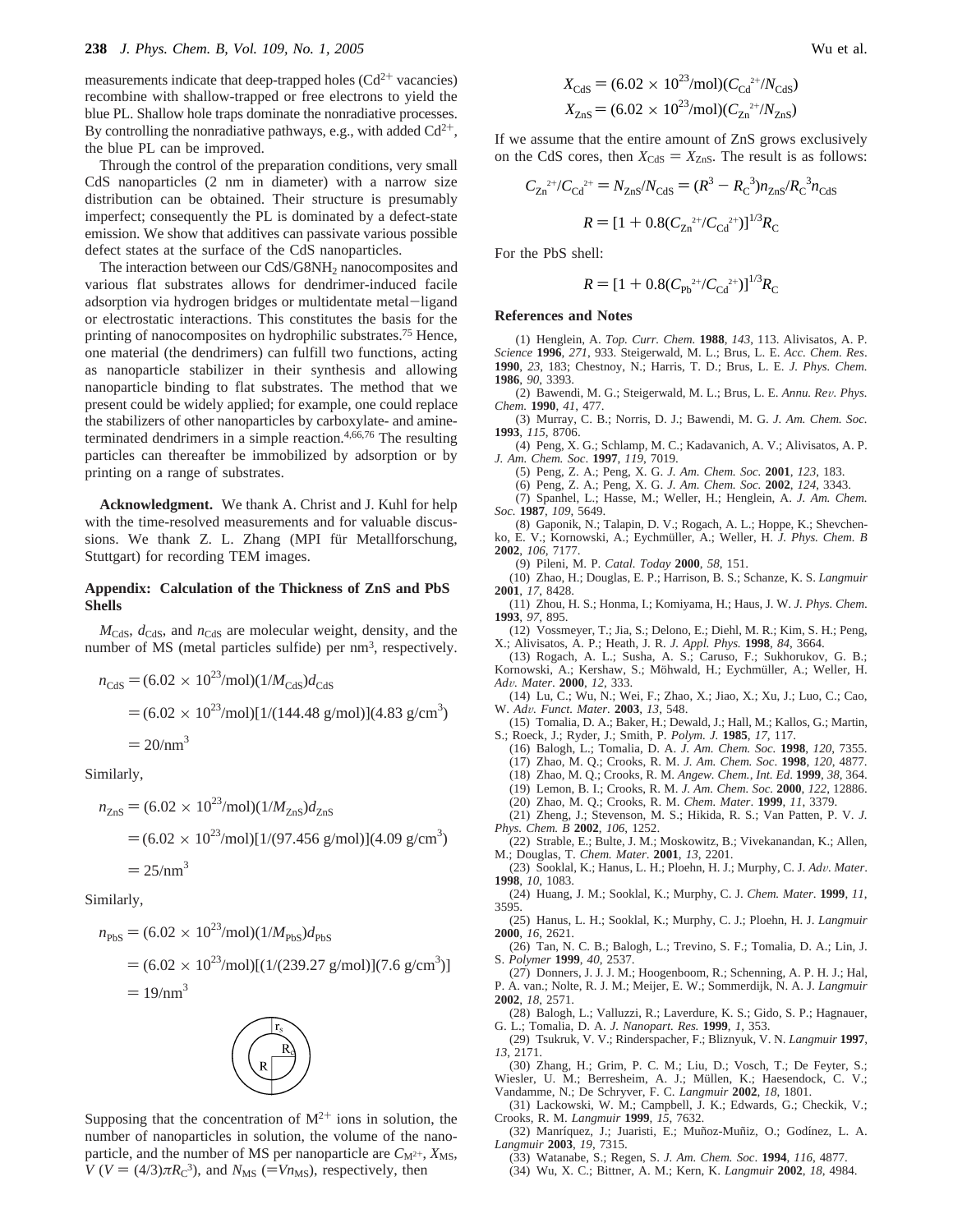measurements indicate that deep-trapped holes ($Cd^{2+}$ vacancies) recombine with shallow-trapped or free electrons to yield the blue PL. Shallow hole traps dominate the nonradiative processes. By controlling the nonradiative pathways, e.g., with added $Cd^{2+}$, the blue PL can be improved.

Through the control of the preparation conditions, very small CdS nanoparticles (2 nm in diameter) with a narrow size distribution can be obtained. Their structure is presumably imperfect; consequently the PL is dominated by a defect-state emission. We show that additives can passivate various possible defect states at the surface of the CdS nanoparticles.

The interaction between CdS/G8NH$_2$ nanocomposites and various flat substrates allows for dendrimer-induced facile adsorption via hydrogen bridges or multidentate metal–ligand or electrostatic interactions. This constitutes the basis for the printing of nanocomposites on hydrophilic substrates.[75] Hence, one material (the dendrimers) can fulfill two functions, acting as nanoparticle stabilizer in their synthesis and allowing nanoparticle binding to flat substrates. The method that we present could be widely applied; for example, one could replace the stabilizers of other nanoparticles by carboxylate- and amine-terminated dendrimers in a simple reaction.[4,66,76] The resulting particles can thereafter be immobilized by adsorption or by printing on a range of substrates.

**Acknowledgment.** We thank A. Christ and J. Kuhl for help with the time-resolved measurements and for valuable discussions. We thank Z. L. Zhang (MPI für Metallforschung, Stuttgart) for recording TEM images.

## Appendix: Calculation of the Thickness of ZnS and PbS Shells

$M_{CdS}$, $d_{CdS}$, and $n_{CdS}$ are molecular weight, density, and the number of MS (metal particles sulfide) per nm$^3$, respectively.

$$
\begin{aligned}
n_{CdS} &= (6.02 \times 10^{23}/\text{mol})(1/M_{CdS})d_{CdS} \\
&= (6.02 \times 10^{23}/\text{mol})[1/(144.48\ \text{g/mol})](4.83\ \text{g/cm}^3) \\
&= 20/\text{nm}^3
\end{aligned}
$$

Similarly,

$$
\begin{aligned}
n_{ZnS} &= (6.02 \times 10^{23}/\text{mol})(1/M_{ZnS})d_{ZnS} \\
&= (6.02 \times 10^{23}/\text{mol})[1/(97.456\ \text{g/mol})](4.09\ \text{g/cm}^3) \\
&= 25/\text{nm}^3
\end{aligned}
$$

Similarly,

$$
\begin{aligned}
n_{PbS} &= (6.02 \times 10^{23}/\text{mol})(1/M_{PbS})d_{PbS} \\
&= (6.02 \times 10^{23}/\text{mol})[(1/(239.27\ \text{g/mol})](7.6\ \text{g/cm}^3)] \\
&= 19/\text{nm}^3
\end{aligned}
$$

Supposing that the concentration of $M^{2+}$ ions in solution, the number of nanoparticles in solution, the volume of the nanoparticle, and the number of MS per nanoparticle are $C_{M^{2+}}$, $X_{MS}$, $V$ ($V = (4/3)\pi R_C^3$), and $N_{MS}$ ($= Vn_{MS}$), respectively, then

$$X_{CdS} = (6.02 \times 10^{23}/\text{mol})(C_{Cd^{2+}}/N_{CdS})$$

$$X_{ZnS} = (6.02 \times 10^{23}/\text{mol})(C_{Zn^{2+}}/N_{ZnS})$$

If we assume that the entire amount of ZnS grows exclusively on the CdS cores, then $X_{CdS} = X_{ZnS}$. The result is as follows:

$$C_{Zn^{2+}}/C_{Cd^{2+}} = N_{ZnS}/N_{CdS} = (R^3 - R_C^3)n_{ZnS}/R_C^3 n_{CdS}$$

$$R = [1 + 0.8(C_{Zn^{2+}}/C_{Cd^{2+}})]^{1/3}R_C$$

For the PbS shell:

$$R = [1 + 0.8(C_{Pb^{2+}}/C_{Cd^{2+}})]^{1/3}R_C$$

## References and Notes

(1) Henglein, A. *Top. Curr. Chem.* **1988**, *143*, 113. Alivisatos, A. P. *Science* **1996**, *271*, 933. Steigerwald, M. L.; Brus, L. E. *Acc. Chem. Res.* **1990**, *23*, 183; Chestnoy, N.; Harris, T. D.; Brus, L. E. *J. Phys. Chem.* **1986**, *90*, 3393.

(2) Bawendi, M. G.; Steigerwald, M. L.; Brus, L. E. *Annu. Rev. Phys. Chem.* **1990**, *41*, 477.

(3) Murray, C. B.; Norris, D. J.; Bawendi, M. G. *J. Am. Chem. Soc.* **1993**, *115*, 8706.

(4) Peng, X. G.; Schlamp, M. C.; Kadavanich, A. V.; Alivisatos, A. P. *J. Am. Chem. Soc.* **1997**, *119*, 7019.

(5) Peng, Z. A.; Peng, X. G. *J. Am. Chem. Soc.* **2001**, *123*, 183.

(6) Peng, Z. A.; Peng, X. G. *J. Am. Chem. Soc.* **2002**, *124*, 3343.

(7) Spanhel, L.; Hasse, M.; Weller, H.; Henglein, A. *J. Am. Chem. Soc.* **1987**, *109*, 5649.

(8) Gaponik, N.; Talapin, D. V.; Rogach, A. L.; Hoppe, K.; Shevchenko, E. V.; Kornowski, A.; Eychmüller, A.; Weller, H. *J. Phys. Chem. B* **2002**, *106*, 7177.

(9) Pileni, M. P. *Catal. Today* **2000**, *58*, 151.

(10) Zhao, H.; Douglas, E. P.; Harrison, B. S.; Schanze, K. S. *Langmuir* **2001**, *17*, 8428.

(11) Zhou, H. S.; Honma, I.; Komiyama, H.; Haus, J. W. *J. Phys. Chem.* **1993**, *97*, 895.

(12) Vossmeyer, T.; Jia, S.; Delono, E.; Diehl, M. R.; Kim, S. H.; Peng, X.; Alivisatos, A. P.; Heath, J. R. *J. Appl. Phys.* **1998**, *84*, 3664.

(13) Rogach, A. L.; Susha, A. S.; Caruso, F.; Sukhorukov, G. B.; Kornowski, A.; Kershaw, S.; Möhwald, H.; Eychmüller, A.; Weller, H. *Adv. Mater.* **2000**, *12*, 333.

(14) Lu, C.; Wu, N.; Wei, F.; Zhao, X.; Jiao, X.; Xu, J.; Luo, C.; Cao, W. *Adv. Funct. Mater.* **2003**, *13*, 548.

(15) Tomalia, D. A.; Baker, H.; Dewald, J.; Hall, M.; Kallos, G.; Martin, S.; Roeck, J.; Ryder, J.; Smith, P. *Polym. J.* **1985**, *17*, 117.

(16) Balogh, L.; Tomalia, D. A. *J. Am. Chem. Soc.* **1998**, *120*, 7355.

(17) Zhao, M. Q.; Crooks, R. M. *J. Am. Chem. Soc.* **1998**, *120*, 4877.

(18) Zhao, M. Q.; Crooks, R. M. *Angew. Chem., Int. Ed.* **1999**, *38*, 364.

(19) Lemon, B. I.; Crooks, R. M. *J. Am. Chem. Soc.* **2000**, *122*, 12886.

(20) Zhao, M. Q.; Crooks, R. M. *Chem. Mater.* **1999**, *11*, 3379.

(21) Zheng, J.; Stevenson, M. S.; Hikida, R. S.; Van Patten, P. V. *J. Phys. Chem. B* **2002**, *106*, 1252.

(22) Strable, E.; Bulte, J. M.; Moskowitz, B.; Vivekanandan, K.; Allen, M.; Douglas, T. *Chem. Mater.* **2001**, *13*, 2201.

(23) Sooklal, K.; Hanus, L. H.; Ploehn, H. J.; Murphy, C. J. *Adv. Mater.* **1998**, *10*, 1083.

(24) Huang, J. M.; Sooklal, K.; Murphy, C. J. *Chem. Mater.* **1999**, *11*, 3595.

(25) Hanus, L. H.; Sooklal, K.; Murphy, C. J.; Ploehn, H. J. *Langmuir* **2000**, *16*, 2621.

(26) Tan, N. C. B.; Balogh, L.; Trevino, S. F.; Tomalia, D. A.; Lin, J. S. *Polymer* **1999**, *40*, 2537.

(27) Donners, J. J. J. M.; Hoogenboom, R.; Schenning, A. P. H. J.; Hal, P. A. van.; Nolte, R. J. M.; Meijer, E. W.; Sommerdijk, N. A. J. *Langmuir* **2002**, *18*, 2571.

(28) Balogh, L.; Valluzzi, R.; Laverdure, K. S.; Gido, S. P.; Hagnauer, G. L.; Tomalia, D. A. *J. Nanopart. Res.* **1999**, *1*, 353.

(29) Tsukruk, V. V.; Rinderspacher, F.; Bliznyuk, V. N. *Langmuir* **1997**, *13*, 2171.

(30) Zhang, H.; Grim, P. C. M.; Liu, D.; Vosch, T.; De Feyter, S.; Wiesler, U. M.; Berresheim, A. J.; Müllen, K.; Haesendock, C. V.; Vandamme, N.; De Schryver, F. C. *Langmuir* **2002**, *18*, 1801.

(31) Lackowski, W. M.; Campbell, J. K.; Edwards, G.; Checkik, V.; Crooks, R. M. *Langmuir* **1999**, *15*, 7632.

(32) Manríquez, J.; Juaristi, E.; Muñoz-Muñiz, O.; Godínez, L. A. *Langmuir* **2003**, *19*, 7315.

(33) Watanabe, S.; Regen, S. *J. Am. Chem. Soc.* **1994**, *116*, 4877.

(34) Wu, X. C.; Bittner, A. M.; Kern, K. *Langmuir* **2002**, *18*, 4984.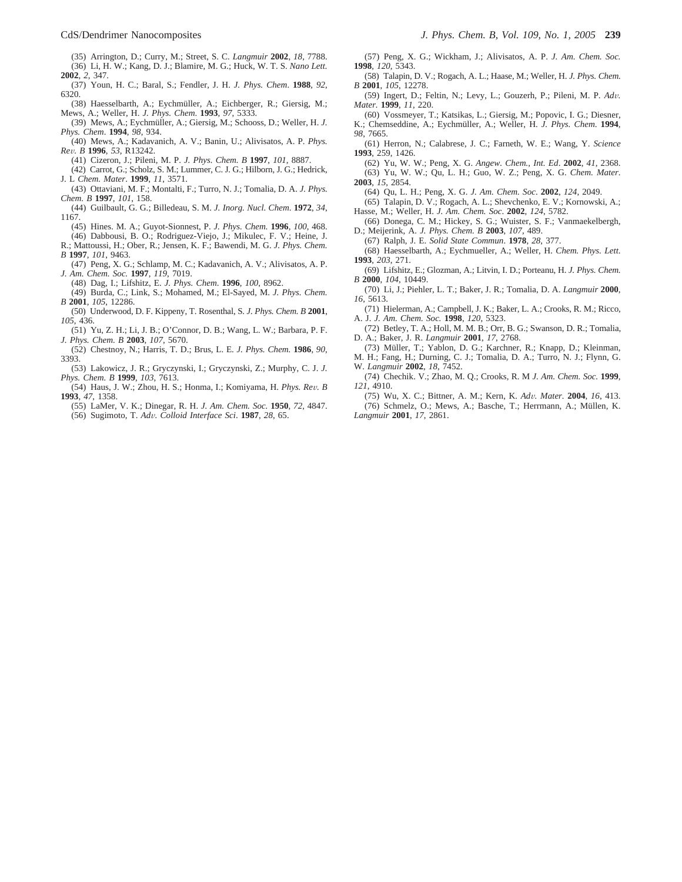(35) Arrington, D.; Curry, M.; Street, S. C. *Langmuir* **2002**, *18*, 7788.

(36) Li, H. W.; Kang, D. J.; Blamire, M. G.; Huck, W. T. S. *Nano Lett.* **2002**, *2*, 347.

(37) Youn, H. C.; Baral, S.; Fendler, J. H. *J. Phys. Chem*. **1988**, *92*, 6320.

(38) Haesselbarth, A.; Eychmüller, A.; Eichberger, R.; Giersig, M.; Mews, A.; Weller, H. *J. Phys. Chem*. **1993**, *97*, 5333.

(39) Mews, A.; Eychmüller, A.; Giersig, M.; Schooss, D.; Weller, H. *J. Phys. Chem*. **1994**, *98*, 934.

(40) Mews, A.; Kadavanich, A. V.; Banin, U.; Alivisatos, A. P. *Phys. Rev. B* **1996**, *53*, R13242.

(41) Cizeron, J.; Pileni, M. P. *J. Phys. Chem. B* **1997**, *101*, 8887.

(42) Carrot, G.; Scholz, S. M.; Lummer, C. J. G.; Hilborn, J. G.; Hedrick, J. L *Chem. Mater*. **1999**, *11*, 3571.

(43) Ottaviani, M. F.; Montalti, F.; Turro, N. J.; Tomalia, D. A. *J. Phys. Chem. B* **1997**, *101*, 158.

(44) Guilbault, G. G.; Billedeau, S. M. *J. Inorg. Nucl. Chem*. **1972**, *34*, 1167.

(45) Hines. M. A.; Guyot-Sionnest, P. *J. Phys. Chem.* **1996**, *100*, 468.

(46) Dabbousi, B. O.; Rodriguez-Viejo, J.; Mikulec, F. V.; Heine, J. R.; Mattoussi, H.; Ober, R.; Jensen, K. F.; Bawendi, M. G. *J. Phys. Chem. B* **1997**, *101*, 9463.

(47) Peng, X. G.; Schlamp, M. C.; Kadavanich, A. V.; Alivisatos, A. P. *J. Am. Chem. Soc.* **1997**, *119*, 7019.

(48) Dag, I.; Lifshitz, E. *J. Phys. Chem.* **1996**, *100*, 8962.

(49) Burda, C.; Link, S.; Mohamed, M.; El-Sayed, M. *J. Phys. Chem. B* **2001**, *105*, 12286.

(50) Underwood, D. F. Kippeny, T. Rosenthal, S. *J. Phys. Chem. B* **2001**, *105*, 436.

(51) Yu, Z. H.; Li, J. B.; O'Connor, D. B.; Wang, L. W.; Barbara, P. F. *J. Phys. Chem. B* **2003**, *107*, 5670.

(52) Chestnoy, N.; Harris, T. D.; Brus, L. E. *J. Phys. Chem.* **1986**, *90*, 3393.

(53) Lakowicz, J. R.; Gryczynski, I.; Gryczynski, Z.; Murphy, C. J. *J. Phys. Chem. B* **1999**, *103*, 7613.

(54) Haus, J. W.; Zhou, H. S.; Honma, I.; Komiyama, H. *Phys. Rev. B* **1993**, *47*, 1358.

(55) LaMer, V. K.; Dinegar, R. H. *J. Am. Chem. Soc.* **1950**, *72*, 4847.

(56) Sugimoto, T. *Adv. Colloid Interface Sci*. **1987**, *28*, 65.

(57) Peng, X. G.; Wickham, J.; Alivisatos, A. P. *J. Am. Chem. Soc.* **1998**, *120*, 5343.

(58) Talapin, D. V.; Rogach, A. L.; Haase, M.; Weller, H. *J. Phys. Chem. B* **2001**, *105*, 12278.

(59) Ingert, D.; Feltin, N.; Levy, L.; Gouzerh, P.; Pileni, M. P. *Adv. Mater.* **1999**, *11*, 220.

(60) Vossmeyer, T.; Katsikas, L.; Giersig, M.; Popovic, I. G.; Diesner, K.; Chemseddine, A.; Eychmüller, A.; Weller, H. *J. Phys. Chem.* **1994**, *98*, 7665.

(61) Herron, N.; Calabrese, J. C.; Farneth, W. E.; Wang, Y. *Science* **1993**, 259, 1426.

(62) Yu, W. W.; Peng, X. G. *Angew. Chem., Int. Ed*. **2002**, *41*, 2368.

(63) Yu, W. W.; Qu, L. H.; Guo, W. Z.; Peng, X. G. *Chem. Mater*. **2003**, *15*, 2854.

(64) Qu, L. H.; Peng, X. G. *J. Am. Chem. Soc.* **2002**, *124*, 2049.

(65) Talapin, D. V.; Rogach, A. L.; Shevchenko, E. V.; Kornowski, A.; Hasse, M.; Weller, H. *J. Am. Chem. Soc*. **2002**, *124*, 5782.

(66) Donega, C. M.; Hickey, S. G.; Wuister, S. F.; Vanmaekelbergh, D.; Meijerink, A. *J. Phys. Chem. B* **2003**, *107*, 489.

(67) Ralph, J. E. *Solid State Commun*. **1978**, *28*, 377.

(68) Haesselbarth, A.; Eychmueller, A.; Weller, H. *Chem. Phys. Lett*. **1993**, *203*, 271.

(69) Lifshitz, E.; Glozman, A.; Litvin, I. D.; Porteanu, H. *J. Phys. Chem. B* **2000**, *104*, 10449.

(70) Li, J.; Piehler, L. T.; Baker, J. R.; Tomalia, D. A. *Langmuir* **2000**, *16*, 5613.

(71) Hielerman, A.; Campbell, J. K.; Baker, L. A.; Crooks, R. M.; Ricco, A. J. *J. Am. Chem. Soc.* **1998**, *120*, 5323.

(72) Betley, T. A.; Holl, M. M. B.; Orr, B. G.; Swanson, D. R.; Tomalia, D. A.; Baker, J. R. *Langmuir* **2001**, *17*, 2768.

(73) Müller, T.; Yablon, D. G.; Karchner, R.; Knapp, D.; Kleinman, M. H.; Fang, H.; Durning, C. J.; Tomalia, D. A.; Turro, N. J.; Flynn, G. W. *Langmuir* **2002**, *18*, 7452.

(74) Chechik. V.; Zhao, M. Q.; Crooks, R. M *J. Am. Chem. Soc.* **1999**, *121*, 4910.

(75) Wu, X. C.; Bittner, A. M.; Kern, K. *Adv. Mater.* **2004**, *16*, 413.

(76) Schmelz, O.; Mews, A.; Basche, T.; Herrmann, A.; Müllen, K. *Langmuir* **2001**, *17*, 2861.